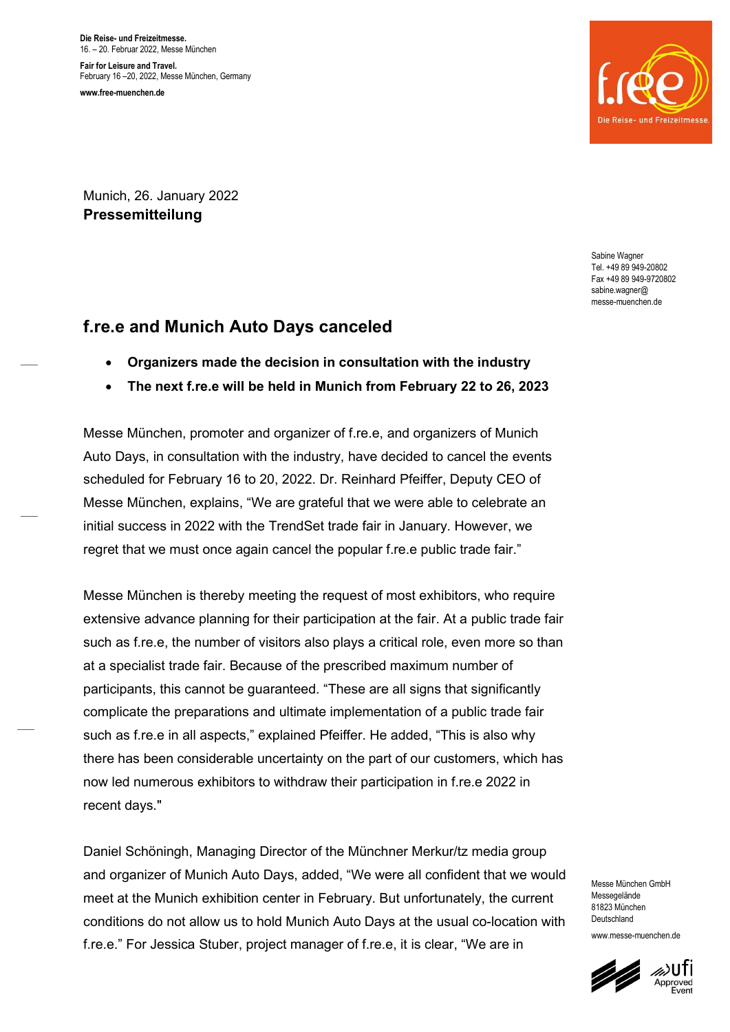**Die Reise- und Freizeitmesse.**
16. – 20. Februar 2022, Messe München

**Fair for Leisure and Travel.**
February 16 –20, 2022, Messe München, Germany

**www.free-muenchen.de**

Munich, 26. January 2022
**Pressemitteilung**

Sabine Wagner
Tel. +49 89 949-20802
Fax +49 89 949-9720802
sabine.wagner@
messe-muenchen.de

## f.re.e and Munich Auto Days canceled

- **Organizers made the decision in consultation with the industry**
- **The next f.re.e will be held in Munich from February 22 to 26, 2023**

Messe München, promoter and organizer of f.re.e, and organizers of Munich Auto Days, in consultation with the industry, have decided to cancel the events scheduled for February 16 to 20, 2022. Dr. Reinhard Pfeiffer, Deputy CEO of Messe München, explains, "We are grateful that we were able to celebrate an initial success in 2022 with the TrendSet trade fair in January. However, we regret that we must once again cancel the popular f.re.e public trade fair."

Messe München is thereby meeting the request of most exhibitors, who require extensive advance planning for their participation at the fair. At a public trade fair such as f.re.e, the number of visitors also plays a critical role, even more so than at a specialist trade fair. Because of the prescribed maximum number of participants, this cannot be guaranteed. "These are all signs that significantly complicate the preparations and ultimate implementation of a public trade fair such as f.re.e in all aspects," explained Pfeiffer. He added, "This is also why there has been considerable uncertainty on the part of our customers, which has now led numerous exhibitors to withdraw their participation in f.re.e 2022 in recent days."

Daniel Schöningh, Managing Director of the Münchner Merkur/tz media group and organizer of Munich Auto Days, added, "We were all confident that we would meet at the Munich exhibition center in February. But unfortunately, the current conditions do not allow us to hold Munich Auto Days at the usual co-location with f.re.e." For Jessica Stuber, project manager of f.re.e, it is clear, "We are in

Messe München GmbH
Messegelände
81823 München
Deutschland

www.messe-muenchen.de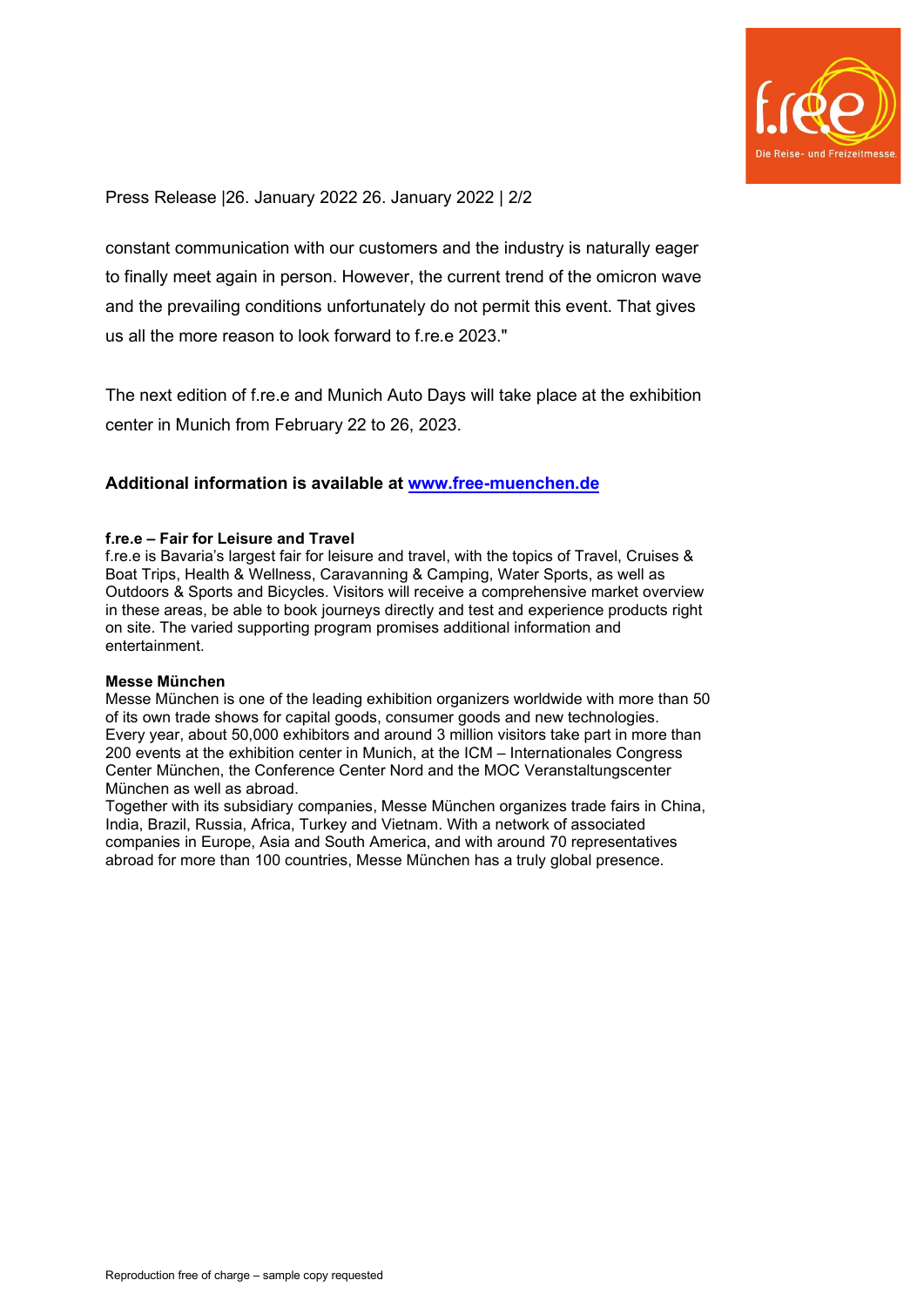constant communication with our customers and the industry is naturally eager to finally meet again in person. However, the current trend of the omicron wave and the prevailing conditions unfortunately do not permit this event. That gives us all the more reason to look forward to f.re.e 2023."

The next edition of f.re.e and Munich Auto Days will take place at the exhibition center in Munich from February 22 to 26, 2023.

**Additional information is available at [www.free-muenchen.de](http://www.free-muenchen.de)**

**f.re.e – Fair for Leisure and Travel**
f.re.e is Bavaria's largest fair for leisure and travel, with the topics of Travel, Cruises & Boat Trips, Health & Wellness, Caravanning & Camping, Water Sports, as well as Outdoors & Sports and Bicycles. Visitors will receive a comprehensive market overview in these areas, be able to book journeys directly and test and experience products right on site. The varied supporting program promises additional information and entertainment.

**Messe München**
Messe München is one of the leading exhibition organizers worldwide with more than 50 of its own trade shows for capital goods, consumer goods and new technologies. Every year, about 50,000 exhibitors and around 3 million visitors take part in more than 200 events at the exhibition center in Munich, at the ICM – Internationales Congress Center München, the Conference Center Nord and the MOC Veranstaltungscenter München as well as abroad.
Together with its subsidiary companies, Messe München organizes trade fairs in China, India, Brazil, Russia, Africa, Turkey and Vietnam. With a network of associated companies in Europe, Asia and South America, and with around 70 representatives abroad for more than 100 countries, Messe München has a truly global presence.